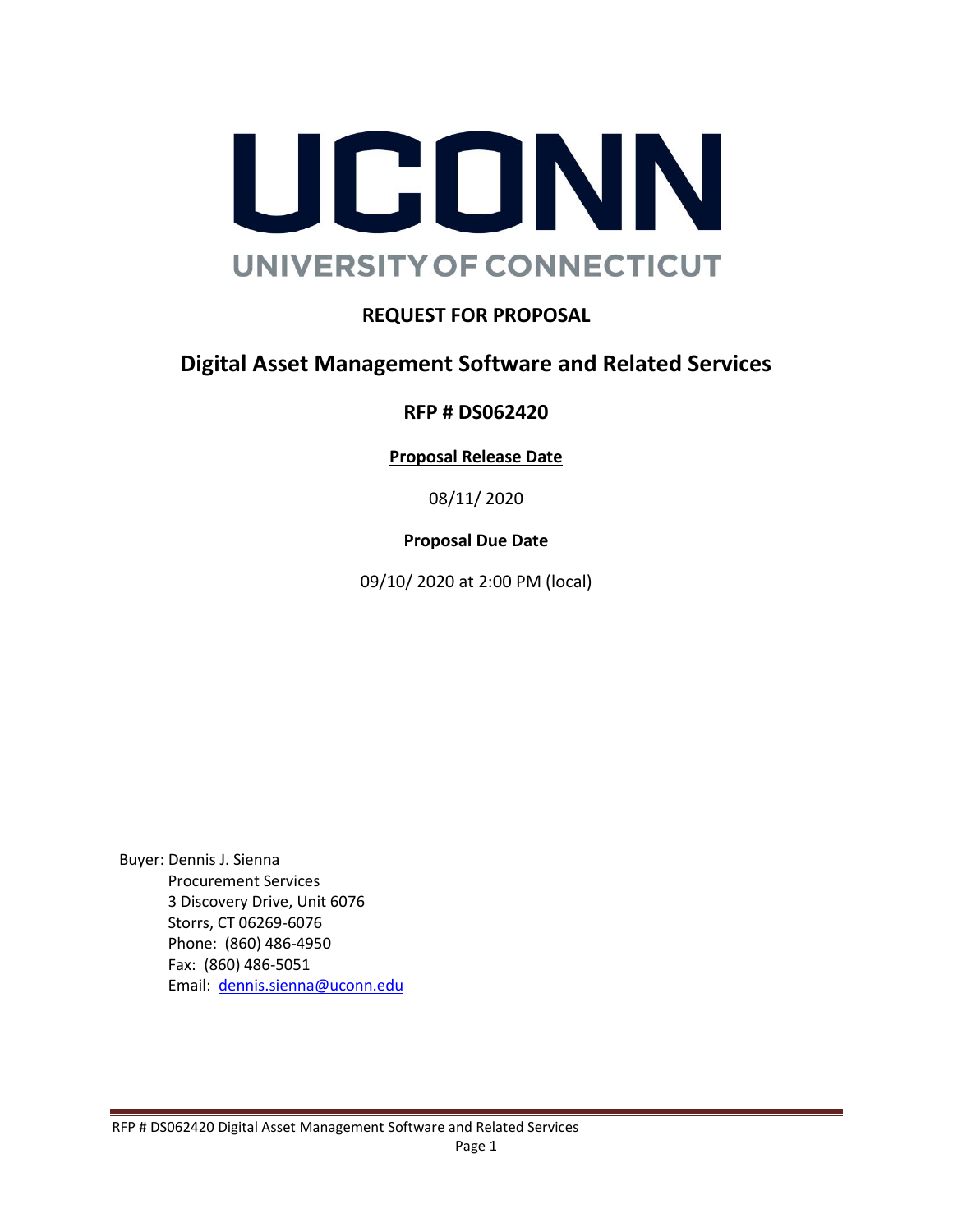# UCONN

UNIVERSITY OF CONNECTICUT

## REQUEST FOR PROPOSAL

## Digital Asset Management Software and Related Services

### RFP # DS062420

**Proposal Release Date**

08/11/ 2020

**Proposal Due Date**

09/10/ 2020 at 2:00 PM (local)

Buyer: Dennis J. Sienna
Procurement Services
3 Discovery Drive, Unit 6076
Storrs, CT 06269-6076
Phone: (860) 486-4950
Fax: (860) 486-5051
Email: dennis.sienna@uconn.edu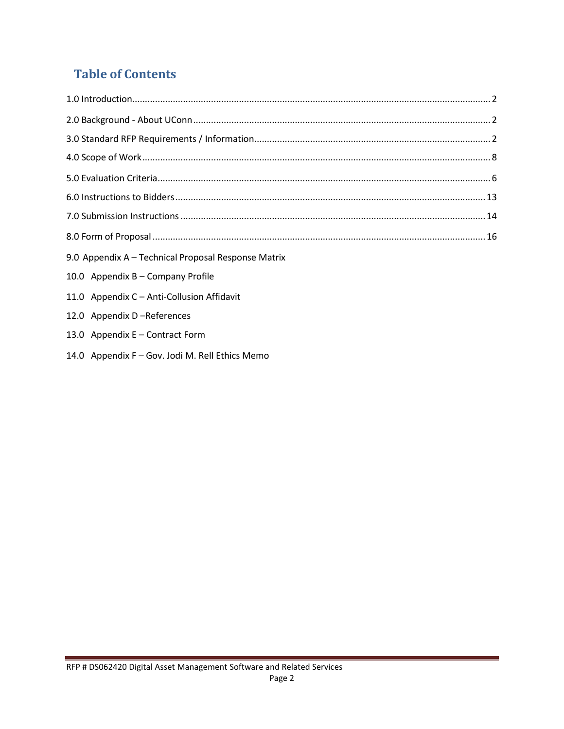# Table of Contents

1.0 Introduction ........................................................................................................ 2

2.0 Background - About UConn ................................................................................ 2

3.0 Standard RFP Requirements / Information ........................................................ 2

4.0 Scope of Work ..................................................................................................... 8

5.0 Evaluation Criteria ............................................................................................... 6

6.0 Instructions to Bidders ....................................................................................... 13

7.0 Submission Instructions ..................................................................................... 14

8.0 Form of Proposal ................................................................................................ 16

9.0 Appendix A – Technical Proposal Response Matrix

10.0 Appendix B – Company Profile

11.0 Appendix C – Anti-Collusion Affidavit

12.0 Appendix D –References

13.0 Appendix E – Contract Form

14.0 Appendix F – Gov. Jodi M. Rell Ethics Memo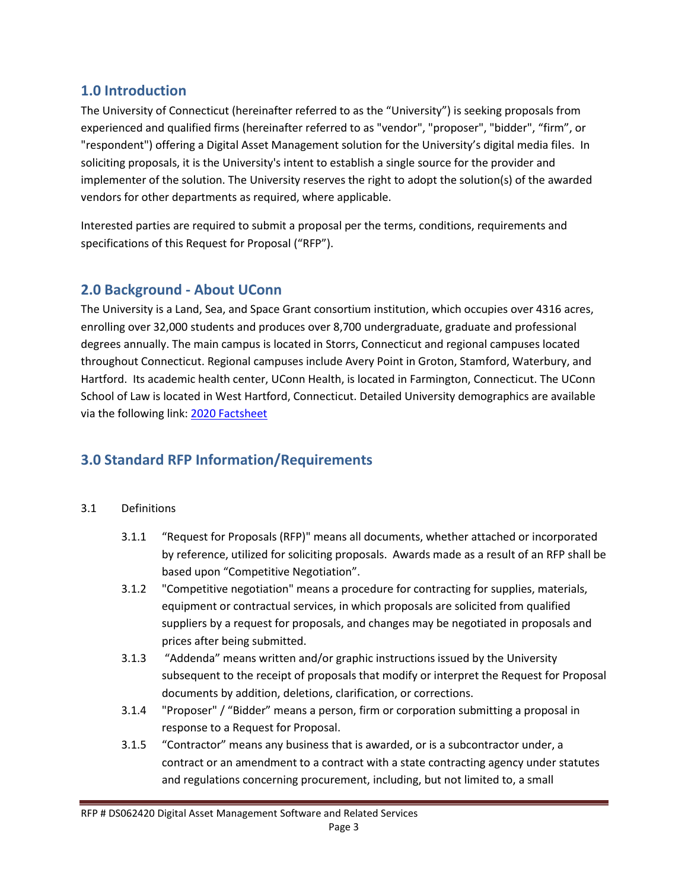## 1.0 Introduction

The University of Connecticut (hereinafter referred to as the "University") is seeking proposals from experienced and qualified firms (hereinafter referred to as "vendor", "proposer", "bidder", "firm", or "respondent") offering a Digital Asset Management solution for the University's digital media files. In soliciting proposals, it is the University's intent to establish a single source for the provider and implementer of the solution. The University reserves the right to adopt the solution(s) of the awarded vendors for other departments as required, where applicable.

Interested parties are required to submit a proposal per the terms, conditions, requirements and specifications of this Request for Proposal ("RFP").

## 2.0 Background - About UConn

The University is a Land, Sea, and Space Grant consortium institution, which occupies over 4316 acres, enrolling over 32,000 students and produces over 8,700 undergraduate, graduate and professional degrees annually. The main campus is located in Storrs, Connecticut and regional campuses located throughout Connecticut. Regional campuses include Avery Point in Groton, Stamford, Waterbury, and Hartford. Its academic health center, UConn Health, is located in Farmington, Connecticut. The UConn School of Law is located in West Hartford, Connecticut. Detailed University demographics are available via the following link: 2020 Factsheet

## 3.0 Standard RFP Information/Requirements

3.1 Definitions

- 3.1.1 "Request for Proposals (RFP)" means all documents, whether attached or incorporated by reference, utilized for soliciting proposals. Awards made as a result of an RFP shall be based upon "Competitive Negotiation".
- 3.1.2 "Competitive negotiation" means a procedure for contracting for supplies, materials, equipment or contractual services, in which proposals are solicited from qualified suppliers by a request for proposals, and changes may be negotiated in proposals and prices after being submitted.
- 3.1.3 "Addenda" means written and/or graphic instructions issued by the University subsequent to the receipt of proposals that modify or interpret the Request for Proposal documents by addition, deletions, clarification, or corrections.
- 3.1.4 "Proposer" / "Bidder" means a person, firm or corporation submitting a proposal in response to a Request for Proposal.
- 3.1.5 "Contractor" means any business that is awarded, or is a subcontractor under, a contract or an amendment to a contract with a state contracting agency under statutes and regulations concerning procurement, including, but not limited to, a small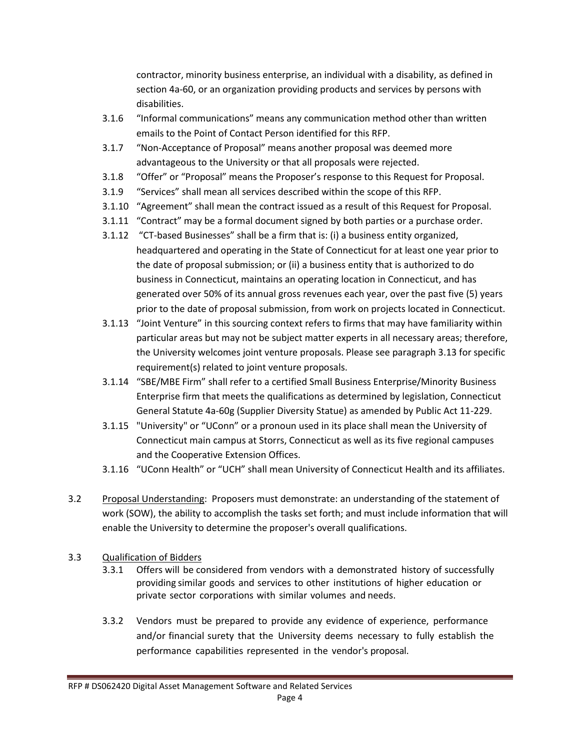contractor, minority business enterprise, an individual with a disability, as defined in section 4a-60, or an organization providing products and services by persons with disabilities.

3.1.6 "Informal communications" means any communication method other than written emails to the Point of Contact Person identified for this RFP.

3.1.7 "Non-Acceptance of Proposal" means another proposal was deemed more advantageous to the University or that all proposals were rejected.

3.1.8 "Offer" or "Proposal" means the Proposer's response to this Request for Proposal.

3.1.9 "Services" shall mean all services described within the scope of this RFP.

3.1.10 "Agreement" shall mean the contract issued as a result of this Request for Proposal.

3.1.11 "Contract" may be a formal document signed by both parties or a purchase order.

3.1.12 "CT-based Businesses" shall be a firm that is: (i) a business entity organized, headquartered and operating in the State of Connecticut for at least one year prior to the date of proposal submission; or (ii) a business entity that is authorized to do business in Connecticut, maintains an operating location in Connecticut, and has generated over 50% of its annual gross revenues each year, over the past five (5) years prior to the date of proposal submission, from work on projects located in Connecticut.

3.1.13 "Joint Venture" in this sourcing context refers to firms that may have familiarity within particular areas but may not be subject matter experts in all necessary areas; therefore, the University welcomes joint venture proposals. Please see paragraph 3.13 for specific requirement(s) related to joint venture proposals.

3.1.14 "SBE/MBE Firm" shall refer to a certified Small Business Enterprise/Minority Business Enterprise firm that meets the qualifications as determined by legislation, Connecticut General Statute 4a-60g (Supplier Diversity Statue) as amended by Public Act 11-229.

3.1.15 "University" or "UConn" or a pronoun used in its place shall mean the University of Connecticut main campus at Storrs, Connecticut as well as its five regional campuses and the Cooperative Extension Offices.

3.1.16 "UConn Health" or "UCH" shall mean University of Connecticut Health and its affiliates.

3.2 <u>Proposal Understanding</u>: Proposers must demonstrate: an understanding of the statement of work (SOW), the ability to accomplish the tasks set forth; and must include information that will enable the University to determine the proposer's overall qualifications.

3.3 <u>Qualification of Bidders</u>

3.3.1 Offers will be considered from vendors with a demonstrated history of successfully providing similar goods and services to other institutions of higher education or private sector corporations with similar volumes and needs.

3.3.2 Vendors must be prepared to provide any evidence of experience, performance and/or financial surety that the University deems necessary to fully establish the performance capabilities represented in the vendor's proposal.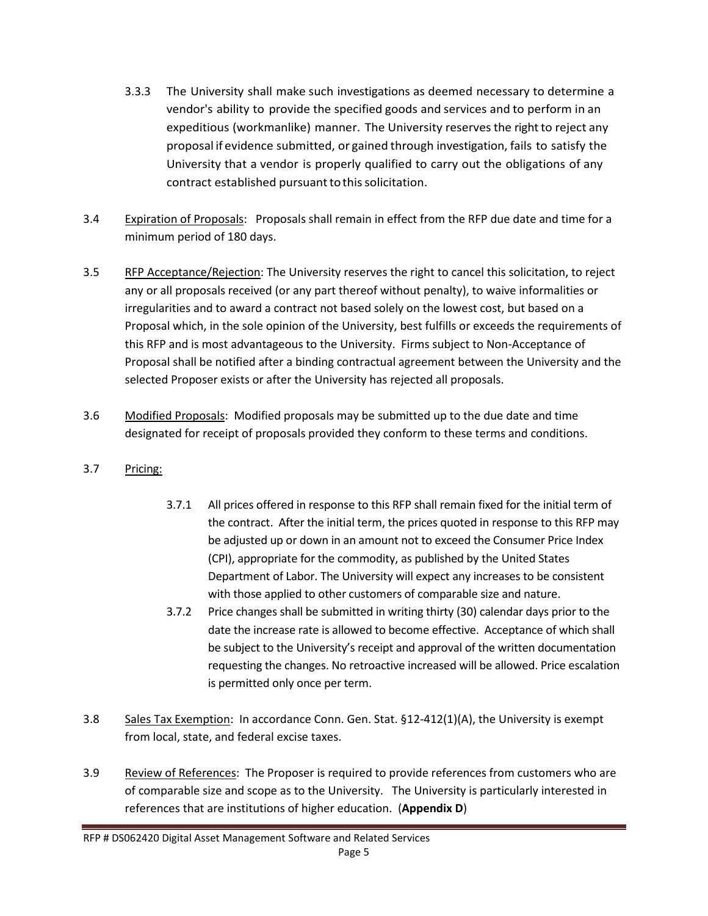3.3.3 The University shall make such investigations as deemed necessary to determine a vendor's ability to provide the specified goods and services and to perform in an expeditious (workmanlike) manner. The University reserves the right to reject any proposal if evidence submitted, or gained through investigation, fails to satisfy the University that a vendor is properly qualified to carry out the obligations of any contract established pursuant to this solicitation.

3.4 Expiration of Proposals: Proposals shall remain in effect from the RFP due date and time for a minimum period of 180 days.

3.5 RFP Acceptance/Rejection: The University reserves the right to cancel this solicitation, to reject any or all proposals received (or any part thereof without penalty), to waive informalities or irregularities and to award a contract not based solely on the lowest cost, but based on a Proposal which, in the sole opinion of the University, best fulfills or exceeds the requirements of this RFP and is most advantageous to the University. Firms subject to Non-Acceptance of Proposal shall be notified after a binding contractual agreement between the University and the selected Proposer exists or after the University has rejected all proposals.

3.6 Modified Proposals: Modified proposals may be submitted up to the due date and time designated for receipt of proposals provided they conform to these terms and conditions.

3.7 Pricing:

3.7.1 All prices offered in response to this RFP shall remain fixed for the initial term of the contract. After the initial term, the prices quoted in response to this RFP may be adjusted up or down in an amount not to exceed the Consumer Price Index (CPI), appropriate for the commodity, as published by the United States Department of Labor. The University will expect any increases to be consistent with those applied to other customers of comparable size and nature.

3.7.2 Price changes shall be submitted in writing thirty (30) calendar days prior to the date the increase rate is allowed to become effective. Acceptance of which shall be subject to the University's receipt and approval of the written documentation requesting the changes. No retroactive increased will be allowed. Price escalation is permitted only once per term.

3.8 Sales Tax Exemption: In accordance Conn. Gen. Stat. §12-412(1)(A), the University is exempt from local, state, and federal excise taxes.

3.9 Review of References: The Proposer is required to provide references from customers who are of comparable size and scope as to the University. The University is particularly interested in references that are institutions of higher education. (**Appendix D**)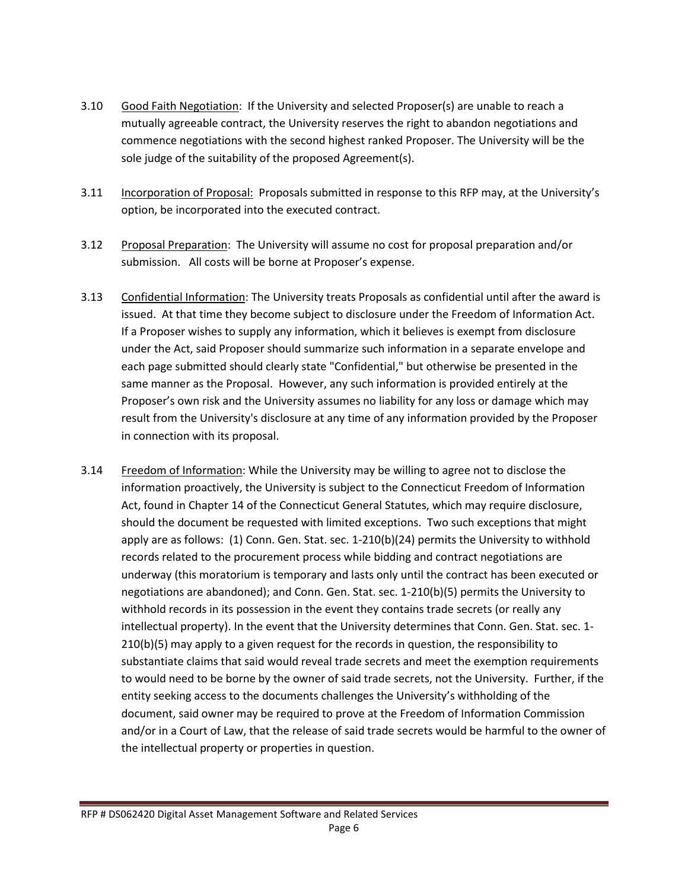3.10 Good Faith Negotiation: If the University and selected Proposer(s) are unable to reach a mutually agreeable contract, the University reserves the right to abandon negotiations and commence negotiations with the second highest ranked Proposer. The University will be the sole judge of the suitability of the proposed Agreement(s).

3.11 Incorporation of Proposal: Proposals submitted in response to this RFP may, at the University's option, be incorporated into the executed contract.

3.12 Proposal Preparation: The University will assume no cost for proposal preparation and/or submission. All costs will be borne at Proposer's expense.

3.13 Confidential Information: The University treats Proposals as confidential until after the award is issued. At that time they become subject to disclosure under the Freedom of Information Act. If a Proposer wishes to supply any information, which it believes is exempt from disclosure under the Act, said Proposer should summarize such information in a separate envelope and each page submitted should clearly state "Confidential," but otherwise be presented in the same manner as the Proposal. However, any such information is provided entirely at the Proposer's own risk and the University assumes no liability for any loss or damage which may result from the University's disclosure at any time of any information provided by the Proposer in connection with its proposal.

3.14 Freedom of Information: While the University may be willing to agree not to disclose the information proactively, the University is subject to the Connecticut Freedom of Information Act, found in Chapter 14 of the Connecticut General Statutes, which may require disclosure, should the document be requested with limited exceptions. Two such exceptions that might apply are as follows: (1) Conn. Gen. Stat. sec. 1-210(b)(24) permits the University to withhold records related to the procurement process while bidding and contract negotiations are underway (this moratorium is temporary and lasts only until the contract has been executed or negotiations are abandoned); and Conn. Gen. Stat. sec. 1-210(b)(5) permits the University to withhold records in its possession in the event they contains trade secrets (or really any intellectual property). In the event that the University determines that Conn. Gen. Stat. sec. 1-210(b)(5) may apply to a given request for the records in question, the responsibility to substantiate claims that said would reveal trade secrets and meet the exemption requirements to would need to be borne by the owner of said trade secrets, not the University. Further, if the entity seeking access to the documents challenges the University's withholding of the document, said owner may be required to prove at the Freedom of Information Commission and/or in a Court of Law, that the release of said trade secrets would be harmful to the owner of the intellectual property or properties in question.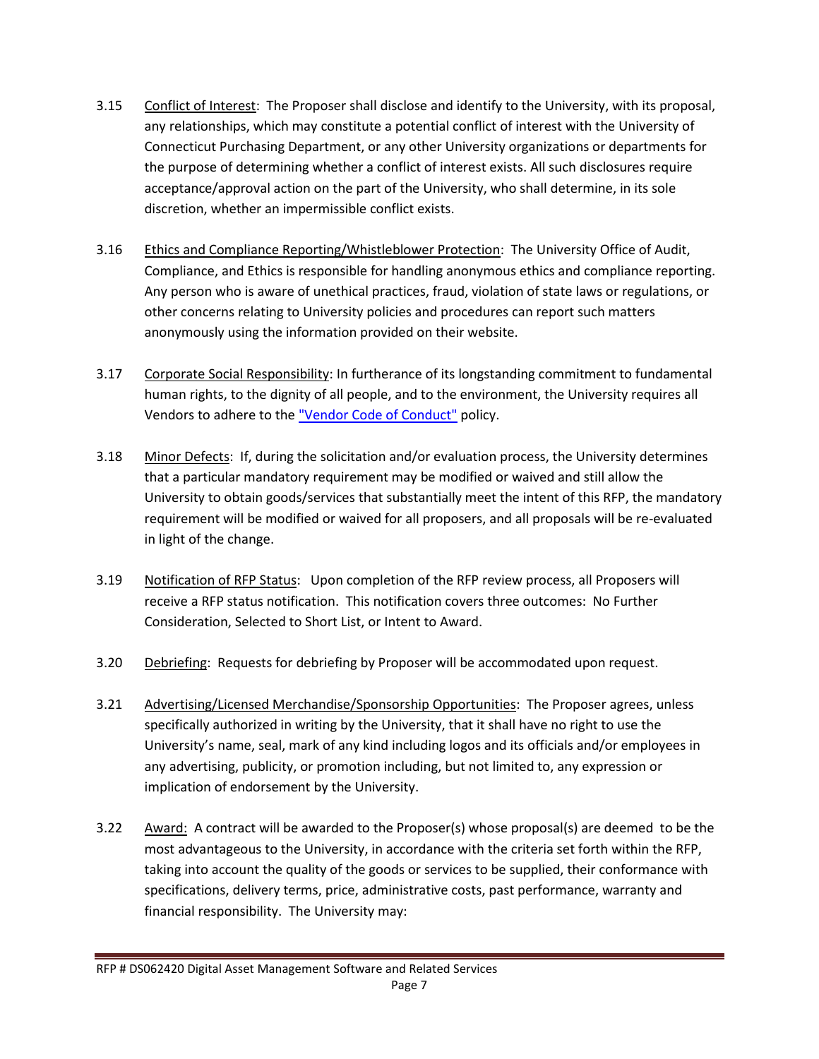3.15 Conflict of Interest: The Proposer shall disclose and identify to the University, with its proposal, any relationships, which may constitute a potential conflict of interest with the University of Connecticut Purchasing Department, or any other University organizations or departments for the purpose of determining whether a conflict of interest exists. All such disclosures require acceptance/approval action on the part of the University, who shall determine, in its sole discretion, whether an impermissible conflict exists.

3.16 Ethics and Compliance Reporting/Whistleblower Protection: The University Office of Audit, Compliance, and Ethics is responsible for handling anonymous ethics and compliance reporting. Any person who is aware of unethical practices, fraud, violation of state laws or regulations, or other concerns relating to University policies and procedures can report such matters anonymously using the information provided on their website.

3.17 Corporate Social Responsibility: In furtherance of its longstanding commitment to fundamental human rights, to the dignity of all people, and to the environment, the University requires all Vendors to adhere to the "Vendor Code of Conduct" policy.

3.18 Minor Defects: If, during the solicitation and/or evaluation process, the University determines that a particular mandatory requirement may be modified or waived and still allow the University to obtain goods/services that substantially meet the intent of this RFP, the mandatory requirement will be modified or waived for all proposers, and all proposals will be re-evaluated in light of the change.

3.19 Notification of RFP Status: Upon completion of the RFP review process, all Proposers will receive a RFP status notification. This notification covers three outcomes: No Further Consideration, Selected to Short List, or Intent to Award.

3.20 Debriefing: Requests for debriefing by Proposer will be accommodated upon request.

3.21 Advertising/Licensed Merchandise/Sponsorship Opportunities: The Proposer agrees, unless specifically authorized in writing by the University, that it shall have no right to use the University's name, seal, mark of any kind including logos and its officials and/or employees in any advertising, publicity, or promotion including, but not limited to, any expression or implication of endorsement by the University.

3.22 Award: A contract will be awarded to the Proposer(s) whose proposal(s) are deemed to be the most advantageous to the University, in accordance with the criteria set forth within the RFP, taking into account the quality of the goods or services to be supplied, their conformance with specifications, delivery terms, price, administrative costs, past performance, warranty and financial responsibility. The University may: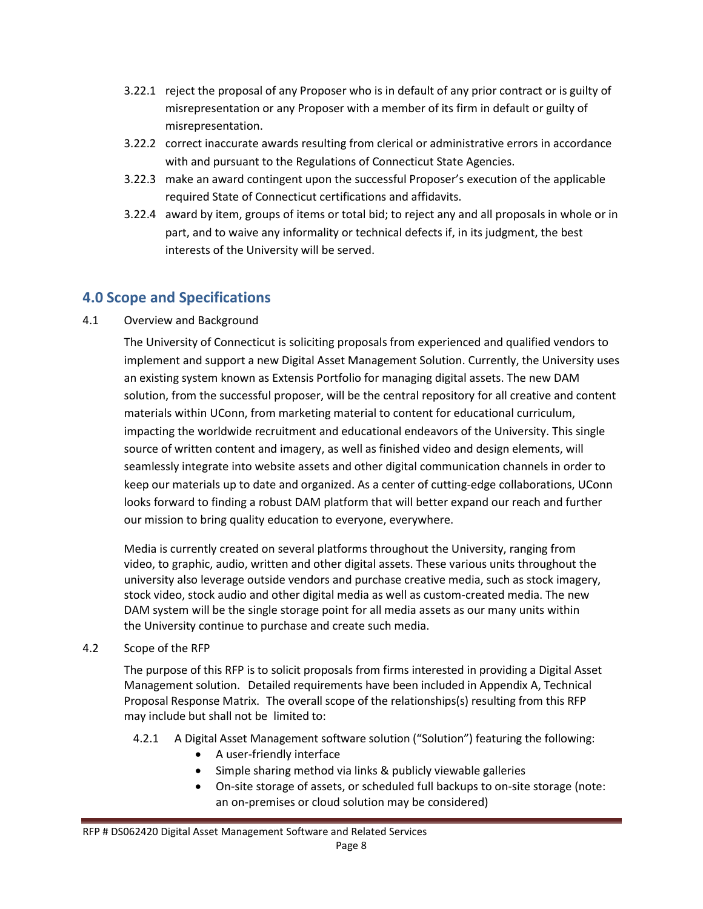3.22.1 reject the proposal of any Proposer who is in default of any prior contract or is guilty of misrepresentation or any Proposer with a member of its firm in default or guilty of misrepresentation.

3.22.2 correct inaccurate awards resulting from clerical or administrative errors in accordance with and pursuant to the Regulations of Connecticut State Agencies.

3.22.3 make an award contingent upon the successful Proposer's execution of the applicable required State of Connecticut certifications and affidavits.

3.22.4 award by item, groups of items or total bid; to reject any and all proposals in whole or in part, and to waive any informality or technical defects if, in its judgment, the best interests of the University will be served.

## 4.0 Scope and Specifications

4.1 Overview and Background

The University of Connecticut is soliciting proposals from experienced and qualified vendors to implement and support a new Digital Asset Management Solution. Currently, the University uses an existing system known as Extensis Portfolio for managing digital assets. The new DAM solution, from the successful proposer, will be the central repository for all creative and content materials within UConn, from marketing material to content for educational curriculum, impacting the worldwide recruitment and educational endeavors of the University. This single source of written content and imagery, as well as finished video and design elements, will seamlessly integrate into website assets and other digital communication channels in order to keep our materials up to date and organized. As a center of cutting-edge collaborations, UConn looks forward to finding a robust DAM platform that will better expand our reach and further our mission to bring quality education to everyone, everywhere.

Media is currently created on several platforms throughout the University, ranging from video, to graphic, audio, written and other digital assets. These various units throughout the university also leverage outside vendors and purchase creative media, such as stock imagery, stock video, stock audio and other digital media as well as custom-created media. The new DAM system will be the single storage point for all media assets as our many units within the University continue to purchase and create such media.

4.2 Scope of the RFP

The purpose of this RFP is to solicit proposals from firms interested in providing a Digital Asset Management solution. Detailed requirements have been included in Appendix A, Technical Proposal Response Matrix. The overall scope of the relationships(s) resulting from this RFP may include but shall not be limited to:

4.2.1 A Digital Asset Management software solution ("Solution") featuring the following:

- A user-friendly interface
- Simple sharing method via links & publicly viewable galleries
- On-site storage of assets, or scheduled full backups to on-site storage (note: an on-premises or cloud solution may be considered)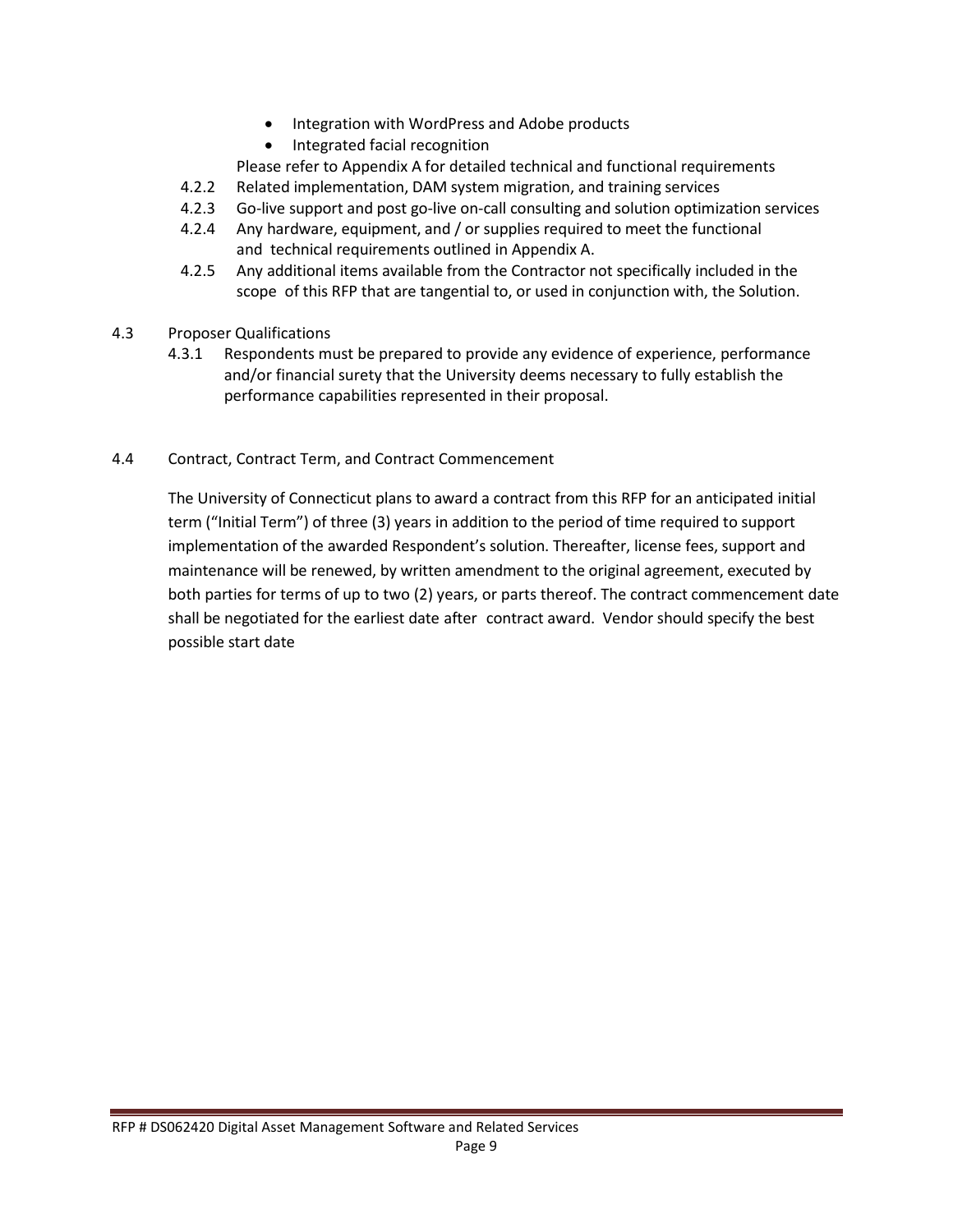- Integration with WordPress and Adobe products
- Integrated facial recognition

Please refer to Appendix A for detailed technical and functional requirements

4.2.2 Related implementation, DAM system migration, and training services

4.2.3 Go-live support and post go-live on-call consulting and solution optimization services

4.2.4 Any hardware, equipment, and / or supplies required to meet the functional and technical requirements outlined in Appendix A.

4.2.5 Any additional items available from the Contractor not specifically included in the scope of this RFP that are tangential to, or used in conjunction with, the Solution.

4.3 Proposer Qualifications

4.3.1 Respondents must be prepared to provide any evidence of experience, performance and/or financial surety that the University deems necessary to fully establish the performance capabilities represented in their proposal.

4.4 Contract, Contract Term, and Contract Commencement

The University of Connecticut plans to award a contract from this RFP for an anticipated initial term ("Initial Term") of three (3) years in addition to the period of time required to support implementation of the awarded Respondent's solution. Thereafter, license fees, support and maintenance will be renewed, by written amendment to the original agreement, executed by both parties for terms of up to two (2) years, or parts thereof. The contract commencement date shall be negotiated for the earliest date after contract award. Vendor should specify the best possible start date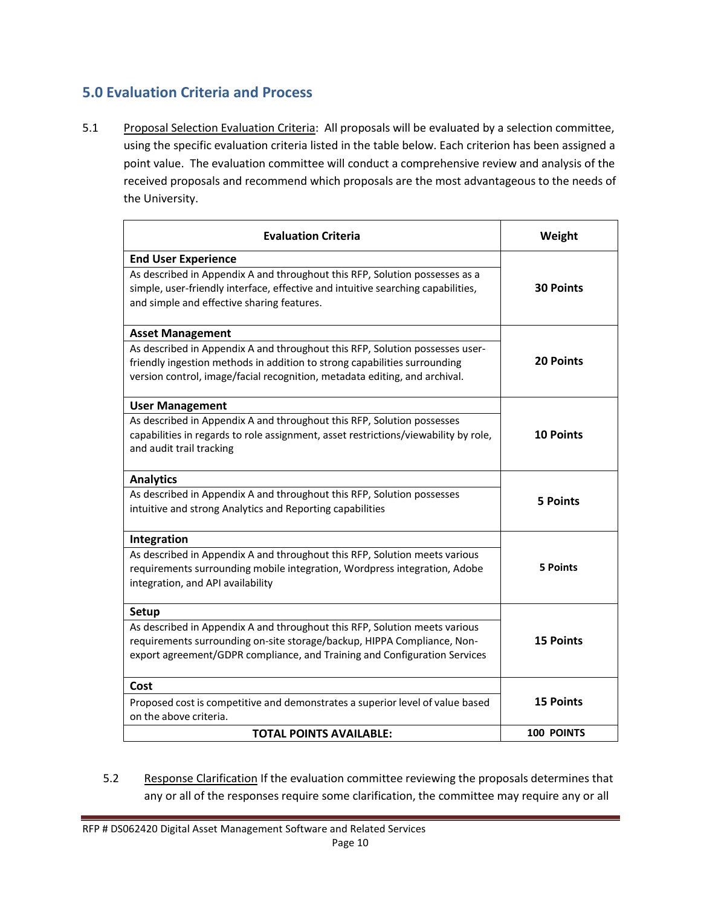## 5.0 Evaluation Criteria and Process

5.1 Proposal Selection Evaluation Criteria: All proposals will be evaluated by a selection committee, using the specific evaluation criteria listed in the table below. Each criterion has been assigned a point value. The evaluation committee will conduct a comprehensive review and analysis of the received proposals and recommend which proposals are the most advantageous to the needs of the University.

| Evaluation Criteria | Weight |
|---|---|
| **End User Experience**<br>As described in Appendix A and throughout this RFP, Solution possesses as a simple, user-friendly interface, effective and intuitive searching capabilities, and simple and effective sharing features. | **30 Points** |
| **Asset Management**<br>As described in Appendix A and throughout this RFP, Solution possesses user-friendly ingestion methods in addition to strong capabilities surrounding version control, image/facial recognition, metadata editing, and archival. | **20 Points** |
| **User Management**<br>As described in Appendix A and throughout this RFP, Solution possesses capabilities in regards to role assignment, asset restrictions/viewability by role, and audit trail tracking | **10 Points** |
| **Analytics**<br>As described in Appendix A and throughout this RFP, Solution possesses intuitive and strong Analytics and Reporting capabilities | **5 Points** |
| **Integration**<br>As described in Appendix A and throughout this RFP, Solution meets various requirements surrounding mobile integration, Wordpress integration, Adobe integration, and API availability | **5 Points** |
| **Setup**<br>As described in Appendix A and throughout this RFP, Solution meets various requirements surrounding on-site storage/backup, HIPPA Compliance, Non-export agreement/GDPR compliance, and Training and Configuration Services | **15 Points** |
| **Cost**<br>Proposed cost is competitive and demonstrates a superior level of value based on the above criteria. | **15 Points** |
| **TOTAL POINTS AVAILABLE:** | **100 POINTS** |

5.2 Response Clarification If the evaluation committee reviewing the proposals determines that any or all of the responses require some clarification, the committee may require any or all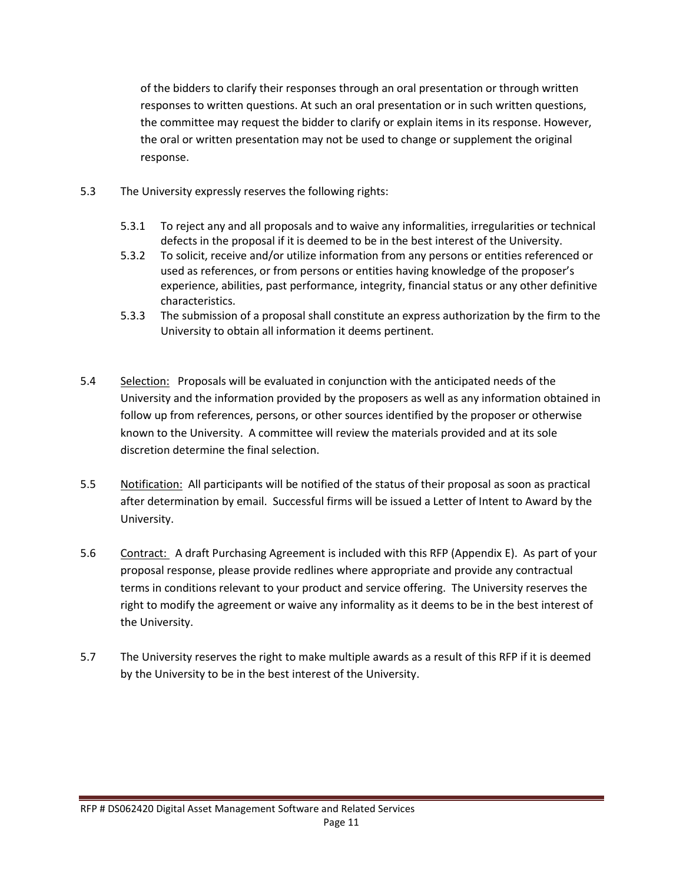of the bidders to clarify their responses through an oral presentation or through written responses to written questions. At such an oral presentation or in such written questions, the committee may request the bidder to clarify or explain items in its response. However, the oral or written presentation may not be used to change or supplement the original response.

5.3 The University expressly reserves the following rights:

5.3.1 To reject any and all proposals and to waive any informalities, irregularities or technical defects in the proposal if it is deemed to be in the best interest of the University.

5.3.2 To solicit, receive and/or utilize information from any persons or entities referenced or used as references, or from persons or entities having knowledge of the proposer's experience, abilities, past performance, integrity, financial status or any other definitive characteristics.

5.3.3 The submission of a proposal shall constitute an express authorization by the firm to the University to obtain all information it deems pertinent.

5.4 Selection: Proposals will be evaluated in conjunction with the anticipated needs of the University and the information provided by the proposers as well as any information obtained in follow up from references, persons, or other sources identified by the proposer or otherwise known to the University. A committee will review the materials provided and at its sole discretion determine the final selection.

5.5 Notification: All participants will be notified of the status of their proposal as soon as practical after determination by email. Successful firms will be issued a Letter of Intent to Award by the University.

5.6 Contract: A draft Purchasing Agreement is included with this RFP (Appendix E). As part of your proposal response, please provide redlines where appropriate and provide any contractual terms in conditions relevant to your product and service offering. The University reserves the right to modify the agreement or waive any informality as it deems to be in the best interest of the University.

5.7 The University reserves the right to make multiple awards as a result of this RFP if it is deemed by the University to be in the best interest of the University.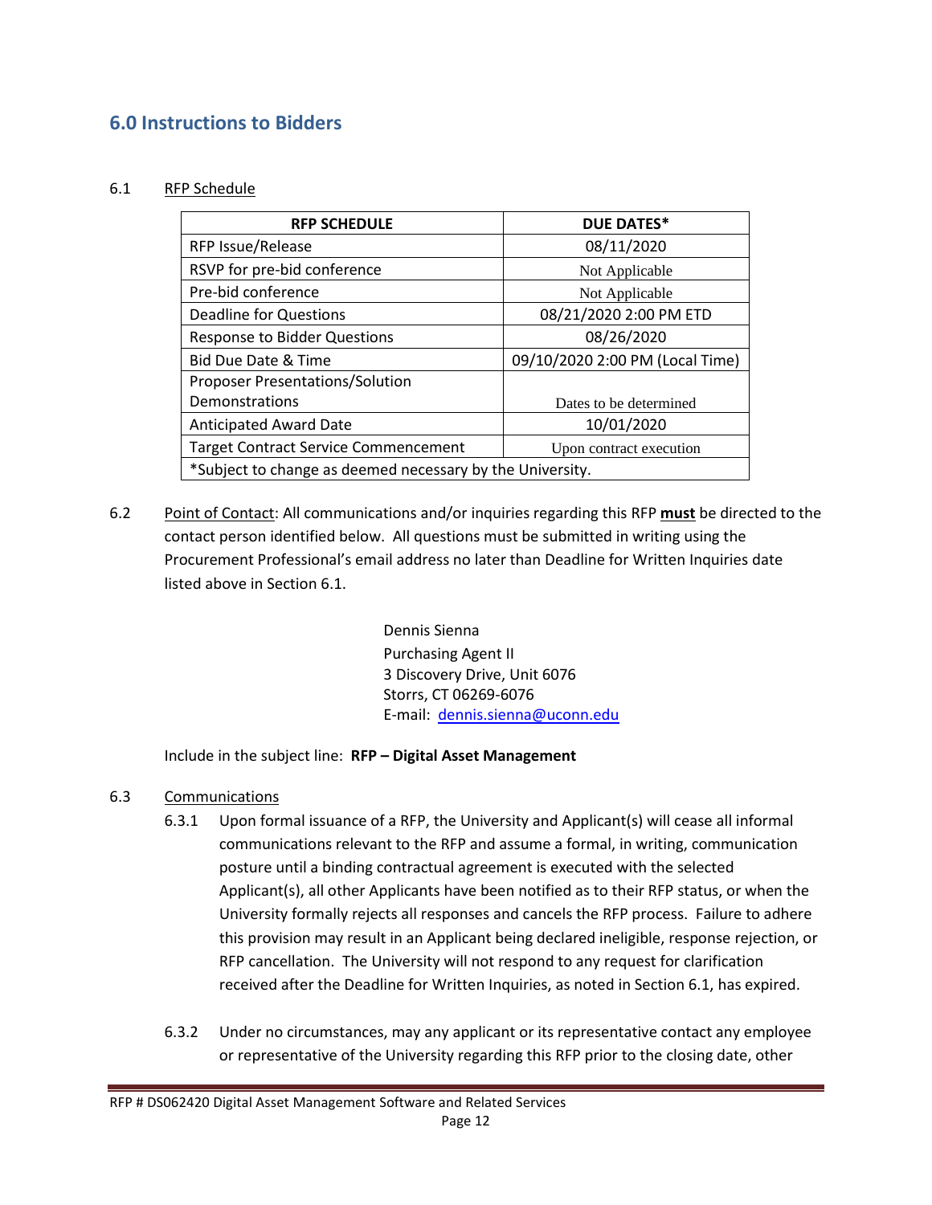## 6.0 Instructions to Bidders

6.1 RFP Schedule

| RFP SCHEDULE | DUE DATES* |
|---|---|
| RFP Issue/Release | 08/11/2020 |
| RSVP for pre-bid conference | Not Applicable |
| Pre-bid conference | Not Applicable |
| Deadline for Questions | 08/21/2020 2:00 PM ETD |
| Response to Bidder Questions | 08/26/2020 |
| Bid Due Date & Time | 09/10/2020 2:00 PM (Local Time) |
| Proposer Presentations/Solution Demonstrations | Dates to be determined |
| Anticipated Award Date | 10/01/2020 |
| Target Contract Service Commencement | Upon contract execution |
| *Subject to change as deemed necessary by the University. | |

6.2 Point of Contact: All communications and/or inquiries regarding this RFP **must** be directed to the contact person identified below. All questions must be submitted in writing using the Procurement Professional's email address no later than Deadline for Written Inquiries date listed above in Section 6.1.

Dennis Sienna
Purchasing Agent II
3 Discovery Drive, Unit 6076
Storrs, CT 06269-6076
E-mail: dennis.sienna@uconn.edu

Include in the subject line: **RFP – Digital Asset Management**

6.3 Communications

6.3.1 Upon formal issuance of a RFP, the University and Applicant(s) will cease all informal communications relevant to the RFP and assume a formal, in writing, communication posture until a binding contractual agreement is executed with the selected Applicant(s), all other Applicants have been notified as to their RFP status, or when the University formally rejects all responses and cancels the RFP process. Failure to adhere this provision may result in an Applicant being declared ineligible, response rejection, or RFP cancellation. The University will not respond to any request for clarification received after the Deadline for Written Inquiries, as noted in Section 6.1, has expired.

6.3.2 Under no circumstances, may any applicant or its representative contact any employee or representative of the University regarding this RFP prior to the closing date, other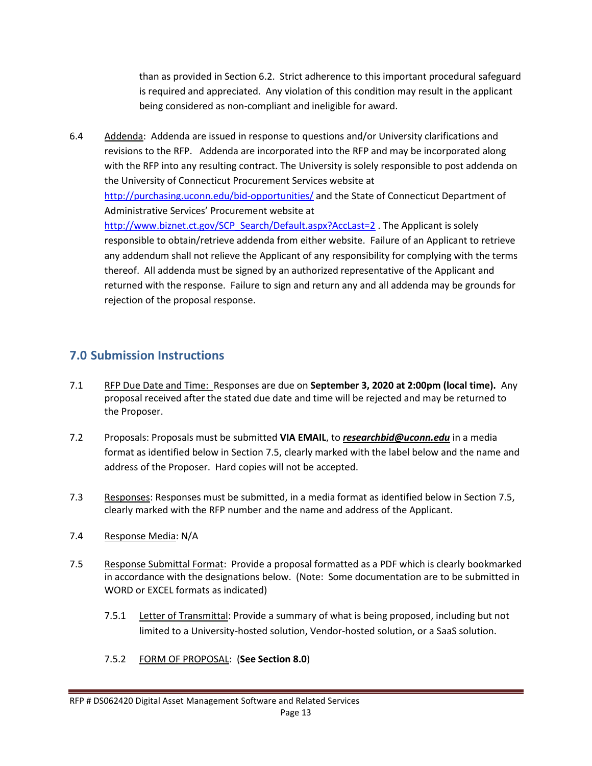than as provided in Section 6.2. Strict adherence to this important procedural safeguard is required and appreciated. Any violation of this condition may result in the applicant being considered as non-compliant and ineligible for award.

6.4 Addenda: Addenda are issued in response to questions and/or University clarifications and revisions to the RFP. Addenda are incorporated into the RFP and may be incorporated along with the RFP into any resulting contract. The University is solely responsible to post addenda on the University of Connecticut Procurement Services website at http://purchasing.uconn.edu/bid-opportunities/ and the State of Connecticut Department of Administrative Services' Procurement website at http://www.biznet.ct.gov/SCP_Search/Default.aspx?AccLast=2 . The Applicant is solely responsible to obtain/retrieve addenda from either website. Failure of an Applicant to retrieve any addendum shall not relieve the Applicant of any responsibility for complying with the terms thereof. All addenda must be signed by an authorized representative of the Applicant and returned with the response. Failure to sign and return any and all addenda may be grounds for rejection of the proposal response.

## 7.0 Submission Instructions

7.1 RFP Due Date and Time: Responses are due on **September 3, 2020 at 2:00pm (local time).** Any proposal received after the stated due date and time will be rejected and may be returned to the Proposer.

7.2 Proposals: Proposals must be submitted **VIA EMAIL**, to ***researchbid@uconn.edu*** in a media format as identified below in Section 7.5, clearly marked with the label below and the name and address of the Proposer. Hard copies will not be accepted.

7.3 Responses: Responses must be submitted, in a media format as identified below in Section 7.5, clearly marked with the RFP number and the name and address of the Applicant.

7.4 Response Media: N/A

7.5 Response Submittal Format: Provide a proposal formatted as a PDF which is clearly bookmarked in accordance with the designations below. (Note: Some documentation are to be submitted in WORD or EXCEL formats as indicated)

7.5.1 Letter of Transmittal: Provide a summary of what is being proposed, including but not limited to a University-hosted solution, Vendor-hosted solution, or a SaaS solution.

7.5.2 FORM OF PROPOSAL: (**See Section 8.0**)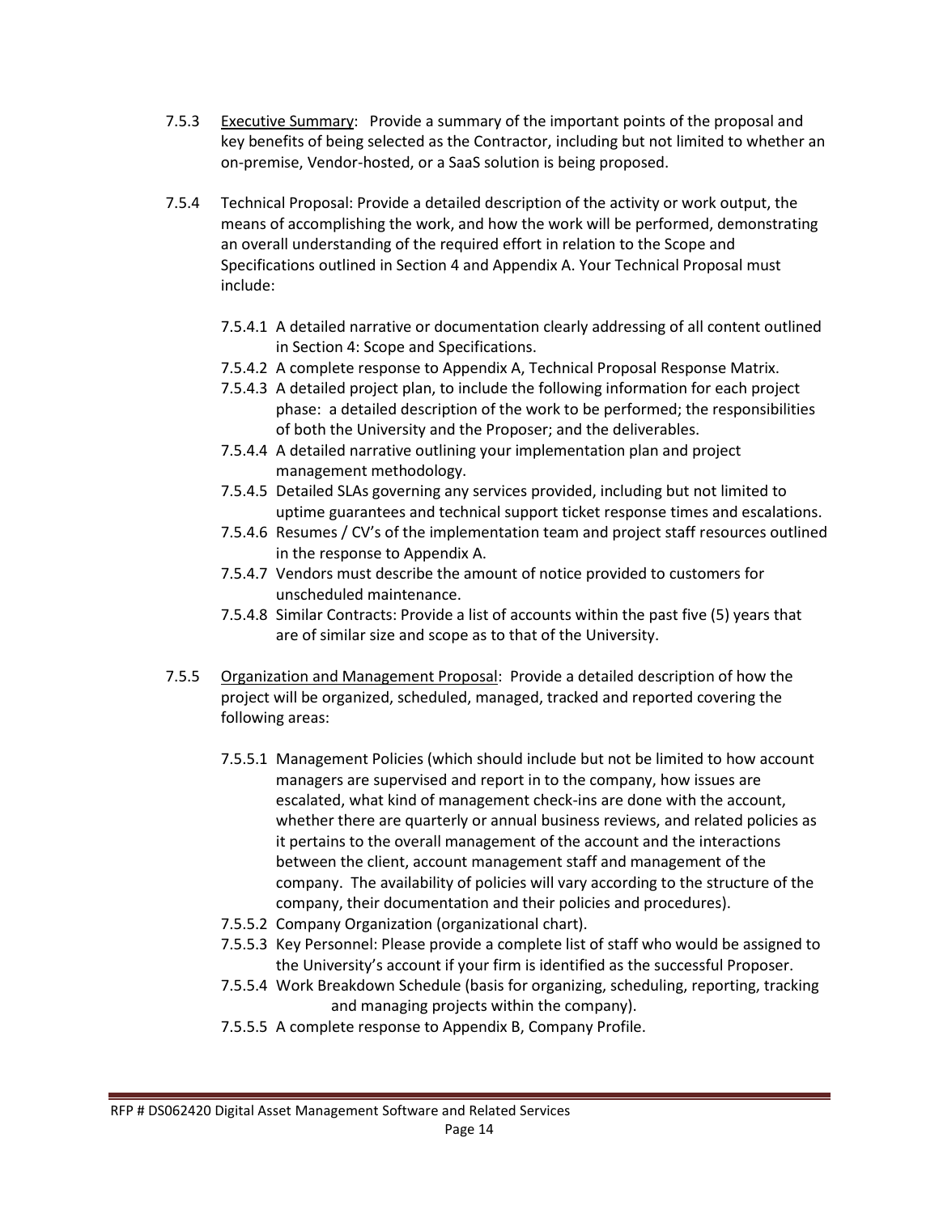7.5.3 Executive Summary: Provide a summary of the important points of the proposal and key benefits of being selected as the Contractor, including but not limited to whether an on-premise, Vendor-hosted, or a SaaS solution is being proposed.

7.5.4 Technical Proposal: Provide a detailed description of the activity or work output, the means of accomplishing the work, and how the work will be performed, demonstrating an overall understanding of the required effort in relation to the Scope and Specifications outlined in Section 4 and Appendix A. Your Technical Proposal must include:

- 7.5.4.1 A detailed narrative or documentation clearly addressing of all content outlined in Section 4: Scope and Specifications.
- 7.5.4.2 A complete response to Appendix A, Technical Proposal Response Matrix.
- 7.5.4.3 A detailed project plan, to include the following information for each project phase: a detailed description of the work to be performed; the responsibilities of both the University and the Proposer; and the deliverables.
- 7.5.4.4 A detailed narrative outlining your implementation plan and project management methodology.
- 7.5.4.5 Detailed SLAs governing any services provided, including but not limited to uptime guarantees and technical support ticket response times and escalations.
- 7.5.4.6 Resumes / CV's of the implementation team and project staff resources outlined in the response to Appendix A.
- 7.5.4.7 Vendors must describe the amount of notice provided to customers for unscheduled maintenance.
- 7.5.4.8 Similar Contracts: Provide a list of accounts within the past five (5) years that are of similar size and scope as to that of the University.

7.5.5 Organization and Management Proposal: Provide a detailed description of how the project will be organized, scheduled, managed, tracked and reported covering the following areas:

- 7.5.5.1 Management Policies (which should include but not be limited to how account managers are supervised and report in to the company, how issues are escalated, what kind of management check-ins are done with the account, whether there are quarterly or annual business reviews, and related policies as it pertains to the overall management of the account and the interactions between the client, account management staff and management of the company. The availability of policies will vary according to the structure of the company, their documentation and their policies and procedures).
- 7.5.5.2 Company Organization (organizational chart).
- 7.5.5.3 Key Personnel: Please provide a complete list of staff who would be assigned to the University's account if your firm is identified as the successful Proposer.
- 7.5.5.4 Work Breakdown Schedule (basis for organizing, scheduling, reporting, tracking and managing projects within the company).
- 7.5.5.5 A complete response to Appendix B, Company Profile.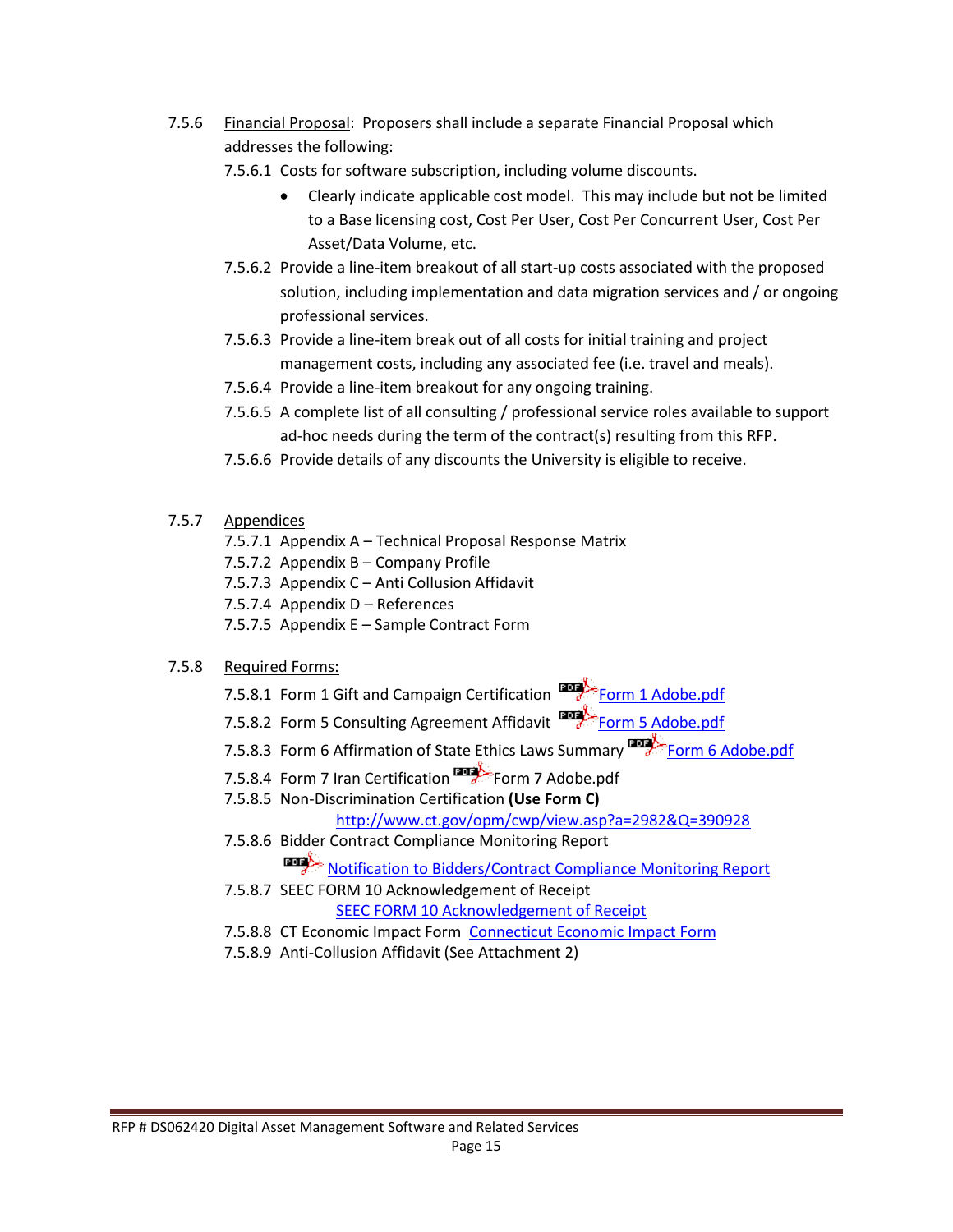7.5.6 Financial Proposal: Proposers shall include a separate Financial Proposal which addresses the following:

7.5.6.1 Costs for software subscription, including volume discounts.

- Clearly indicate applicable cost model. This may include but not be limited to a Base licensing cost, Cost Per User, Cost Per Concurrent User, Cost Per Asset/Data Volume, etc.

7.5.6.2 Provide a line-item breakout of all start-up costs associated with the proposed solution, including implementation and data migration services and / or ongoing professional services.

7.5.6.3 Provide a line-item break out of all costs for initial training and project management costs, including any associated fee (i.e. travel and meals).

7.5.6.4 Provide a line-item breakout for any ongoing training.

7.5.6.5 A complete list of all consulting / professional service roles available to support ad-hoc needs during the term of the contract(s) resulting from this RFP.

7.5.6.6 Provide details of any discounts the University is eligible to receive.

7.5.7 Appendices

7.5.7.1 Appendix A – Technical Proposal Response Matrix
7.5.7.2 Appendix B – Company Profile
7.5.7.3 Appendix C – Anti Collusion Affidavit
7.5.7.4 Appendix D – References
7.5.7.5 Appendix E – Sample Contract Form

7.5.8 Required Forms:

7.5.8.1 Form 1 Gift and Campaign Certification Form 1 Adobe.pdf
7.5.8.2 Form 5 Consulting Agreement Affidavit Form 5 Adobe.pdf
7.5.8.3 Form 6 Affirmation of State Ethics Laws Summary Form 6 Adobe.pdf
7.5.8.4 Form 7 Iran Certification Form 7 Adobe.pdf
7.5.8.5 Non-Discrimination Certification **(Use Form C)**
http://www.ct.gov/opm/cwp/view.asp?a=2982&Q=390928
7.5.8.6 Bidder Contract Compliance Monitoring Report
Notification to Bidders/Contract Compliance Monitoring Report
7.5.8.7 SEEC FORM 10 Acknowledgement of Receipt
SEEC FORM 10 Acknowledgement of Receipt
7.5.8.8 CT Economic Impact Form Connecticut Economic Impact Form
7.5.8.9 Anti-Collusion Affidavit (See Attachment 2)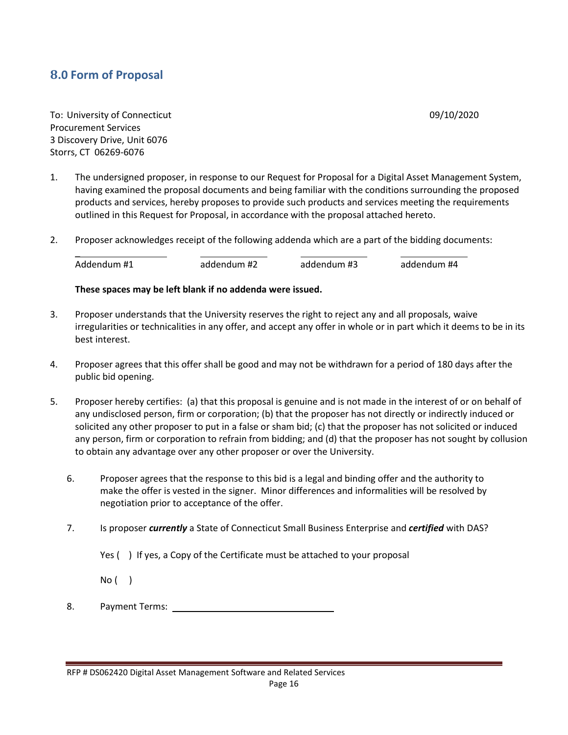## 8.0 Form of Proposal

To: University of Connecticut
Procurement Services
3 Discovery Drive, Unit 6076
Storrs, CT 06269-6076

09/10/2020

1. The undersigned proposer, in response to our Request for Proposal for a Digital Asset Management System, having examined the proposal documents and being familiar with the conditions surrounding the proposed products and services, hereby proposes to provide such products and services meeting the requirements outlined in this Request for Proposal, in accordance with the proposal attached hereto.

2. Proposer acknowledges receipt of the following addenda which are a part of the bidding documents:

   | ___________ | ___________ | ___________ | ___________ |
   |---|---|---|---|
   | Addendum #1 | addendum #2 | addendum #3 | addendum #4 |

   **These spaces may be left blank if no addenda were issued.**

3. Proposer understands that the University reserves the right to reject any and all proposals, waive irregularities or technicalities in any offer, and accept any offer in whole or in part which it deems to be in its best interest.

4. Proposer agrees that this offer shall be good and may not be withdrawn for a period of 180 days after the public bid opening.

5. Proposer hereby certifies: (a) that this proposal is genuine and is not made in the interest of or on behalf of any undisclosed person, firm or corporation; (b) that the proposer has not directly or indirectly induced or solicited any other proposer to put in a false or sham bid; (c) that the proposer has not solicited or induced any person, firm or corporation to refrain from bidding; and (d) that the proposer has not sought by collusion to obtain any advantage over any other proposer or over the University.

6. Proposer agrees that the response to this bid is a legal and binding offer and the authority to make the offer is vested in the signer. Minor differences and informalities will be resolved by negotiation prior to acceptance of the offer.

7. Is proposer ***currently*** a State of Connecticut Small Business Enterprise and ***certified*** with DAS?

   Yes ( ) If yes, a Copy of the Certificate must be attached to your proposal

   No ( )

8. Payment Terms: ______________________________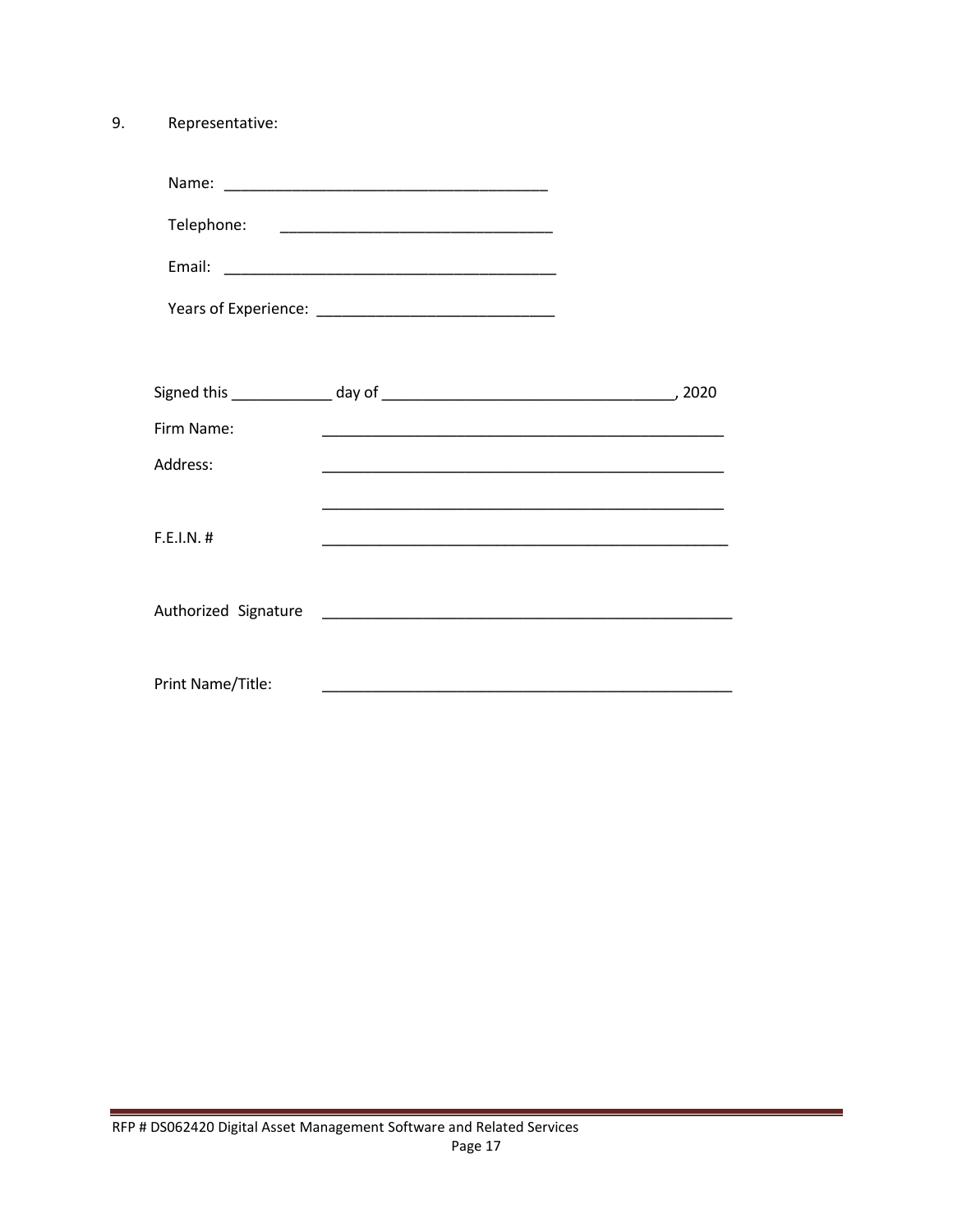9. Representative:

Name: ______________________________________

Telephone: ________________________________

Email: _______________________________________

Years of Experience: ____________________________

Signed this ____________ day of __________________________________, 2020

Firm Name: ________________________________________________

Address: ________________________________________________

________________________________________________

F.E.I.N. # ________________________________________________

Authorized Signature ________________________________________________

Print Name/Title: ________________________________________________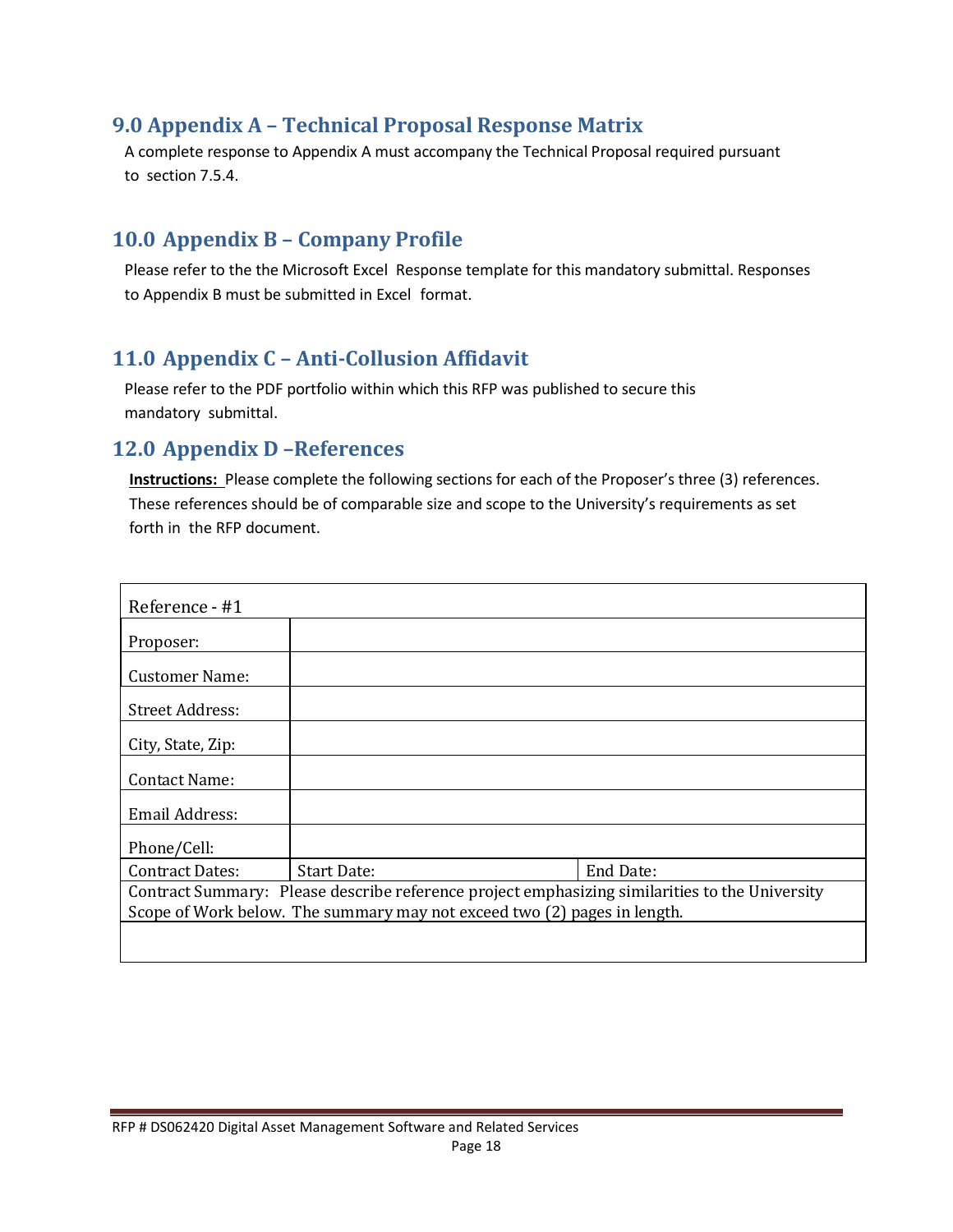## 9.0 Appendix A – Technical Proposal Response Matrix

A complete response to Appendix A must accompany the Technical Proposal required pursuant to section 7.5.4.

## 10.0 Appendix B – Company Profile

Please refer to the the Microsoft Excel Response template for this mandatory submittal. Responses to Appendix B must be submitted in Excel format.

## 11.0 Appendix C – Anti-Collusion Affidavit

Please refer to the PDF portfolio within which this RFP was published to secure this mandatory submittal.

## 12.0 Appendix D –References

**Instructions:** Please complete the following sections for each of the Proposer's three (3) references. These references should be of comparable size and scope to the University's requirements as set forth in the RFP document.

| Reference - #1 | | |
|---|---|---|
| Proposer: | | |
| Customer Name: | | |
| Street Address: | | |
| City, State, Zip: | | |
| Contact Name: | | |
| Email Address: | | |
| Phone/Cell: | | |
| Contract Dates: | Start Date: | End Date: |
| Contract Summary: Please describe reference project emphasizing similarities to the University Scope of Work below. The summary may not exceed two (2) pages in length. | | |
| | | |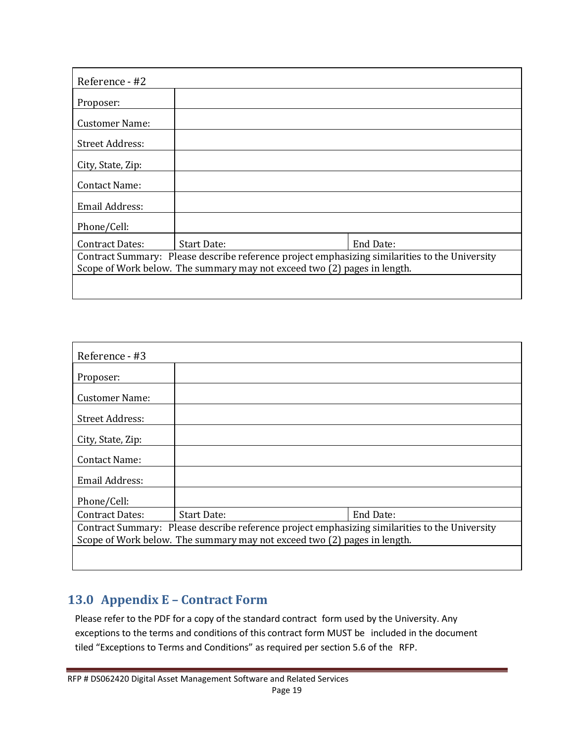| Reference - #2 | | |
|---|---|---|
| Proposer: | | |
| Customer Name: | | |
| Street Address: | | |
| City, State, Zip: | | |
| Contact Name: | | |
| Email Address: | | |
| Phone/Cell: | | |
| Contract Dates: | Start Date: | End Date: |
| Contract Summary: Please describe reference project emphasizing similarities to the University Scope of Work below. The summary may not exceed two (2) pages in length. | | |
| | | |

| Reference - #3 | | |
|---|---|---|
| Proposer: | | |
| Customer Name: | | |
| Street Address: | | |
| City, State, Zip: | | |
| Contact Name: | | |
| Email Address: | | |
| Phone/Cell: | | |
| Contract Dates: | Start Date: | End Date: |
| Contract Summary: Please describe reference project emphasizing similarities to the University Scope of Work below. The summary may not exceed two (2) pages in length. | | |
| | | |

## 13.0 Appendix E – Contract Form

Please refer to the PDF for a copy of the standard contract form used by the University. Any exceptions to the terms and conditions of this contract form MUST be included in the document tiled "Exceptions to Terms and Conditions" as required per section 5.6 of the RFP.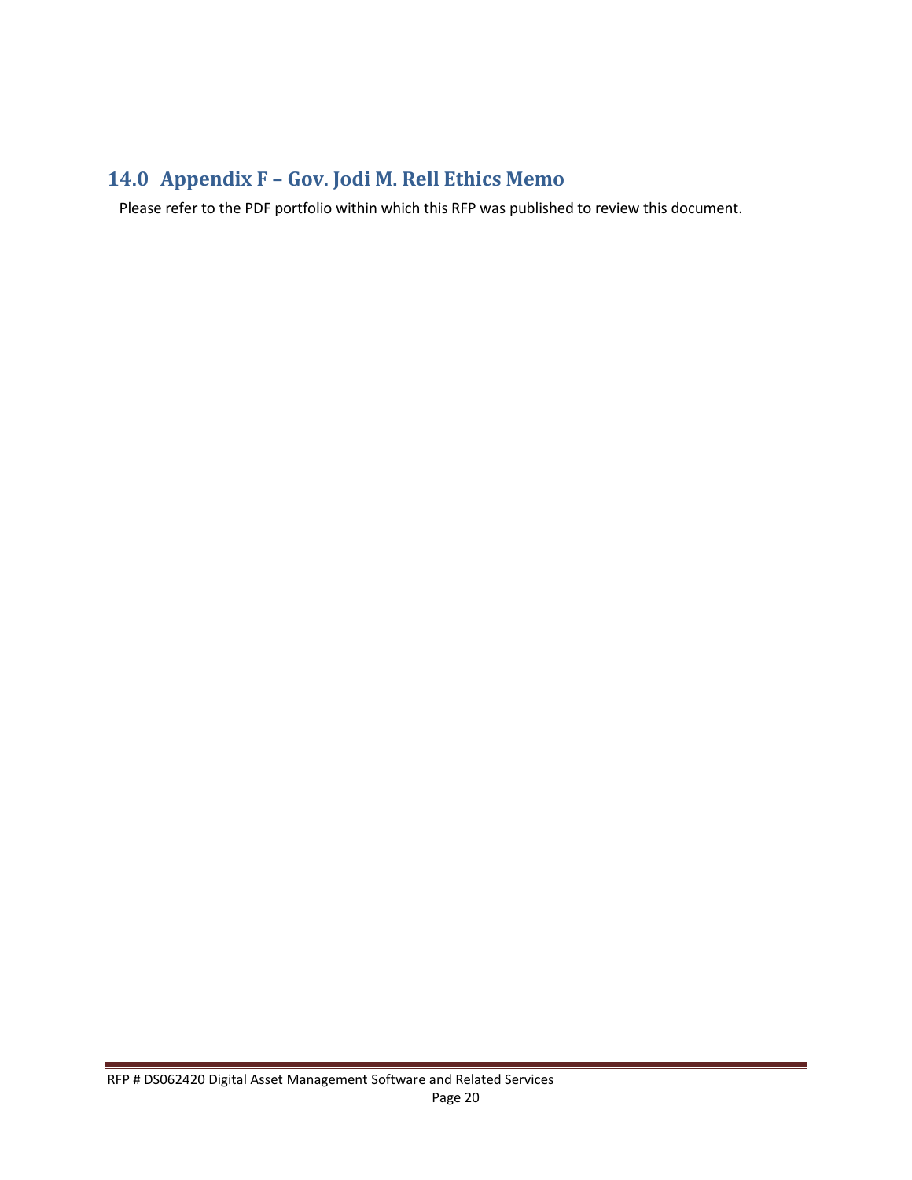## 14.0 Appendix F – Gov. Jodi M. Rell Ethics Memo

Please refer to the PDF portfolio within which this RFP was published to review this document.